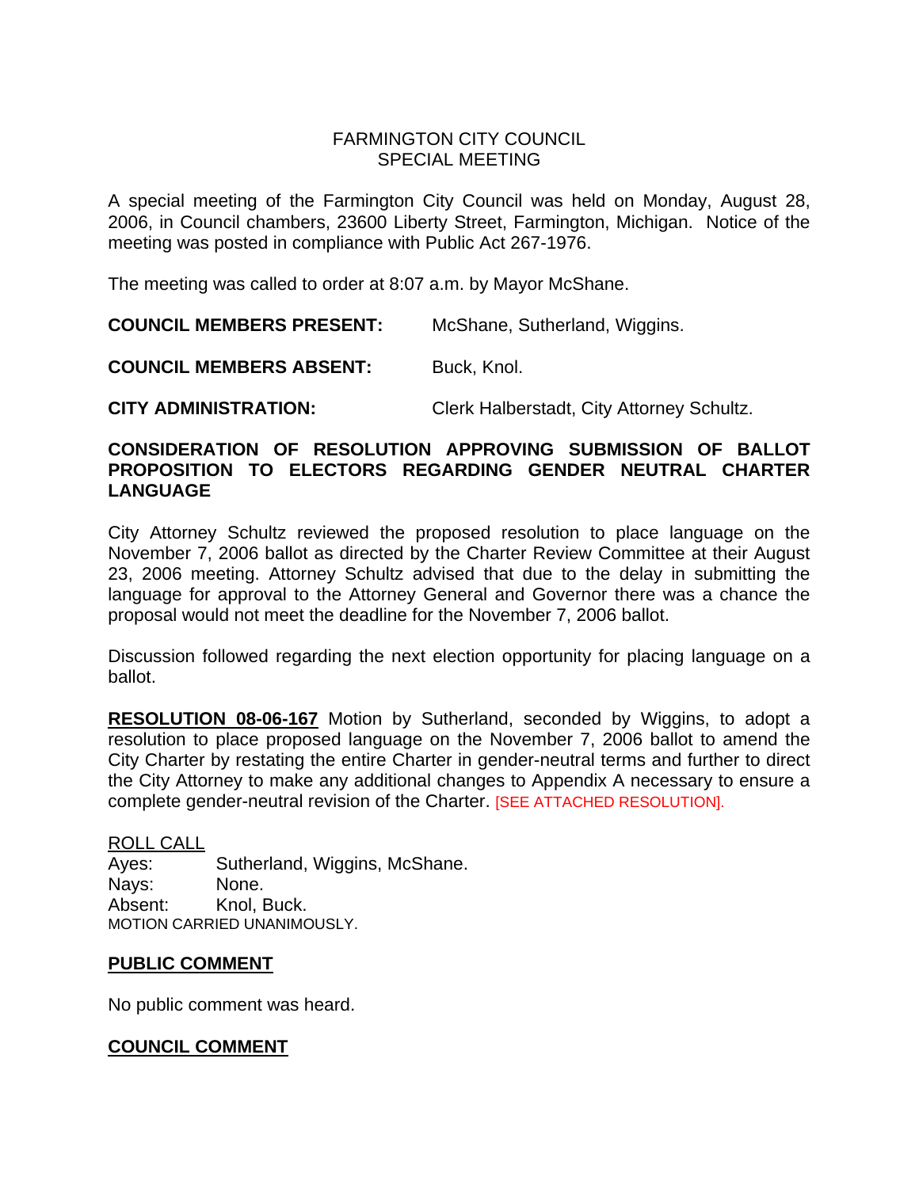# FARMINGTON CITY COUNCIL
## SPECIAL MEETING

A special meeting of the Farmington City Council was held on Monday, August 28, 2006, in Council chambers, 23600 Liberty Street, Farmington, Michigan. Notice of the meeting was posted in compliance with Public Act 267-1976.

The meeting was called to order at 8:07 a.m. by Mayor McShane.

**COUNCIL MEMBERS PRESENT:** McShane, Sutherland, Wiggins.

**COUNCIL MEMBERS ABSENT:** Buck, Knol.

**CITY ADMINISTRATION:** Clerk Halberstadt, City Attorney Schultz.

**CONSIDERATION OF RESOLUTION APPROVING SUBMISSION OF BALLOT PROPOSITION TO ELECTORS REGARDING GENDER NEUTRAL CHARTER LANGUAGE**

City Attorney Schultz reviewed the proposed resolution to place language on the November 7, 2006 ballot as directed by the Charter Review Committee at their August 23, 2006 meeting. Attorney Schultz advised that due to the delay in submitting the language for approval to the Attorney General and Governor there was a chance the proposal would not meet the deadline for the November 7, 2006 ballot.

Discussion followed regarding the next election opportunity for placing language on a ballot.

**RESOLUTION 08-06-167** Motion by Sutherland, seconded by Wiggins, to adopt a resolution to place proposed language on the November 7, 2006 ballot to amend the City Charter by restating the entire Charter in gender-neutral terms and further to direct the City Attorney to make any additional changes to Appendix A necessary to ensure a complete gender-neutral revision of the Charter. [SEE ATTACHED RESOLUTION].

ROLL CALL
Ayes: Sutherland, Wiggins, McShane.
Nays: None.
Absent: Knol, Buck.
MOTION CARRIED UNANIMOUSLY.

**PUBLIC COMMENT**

No public comment was heard.

**COUNCIL COMMENT**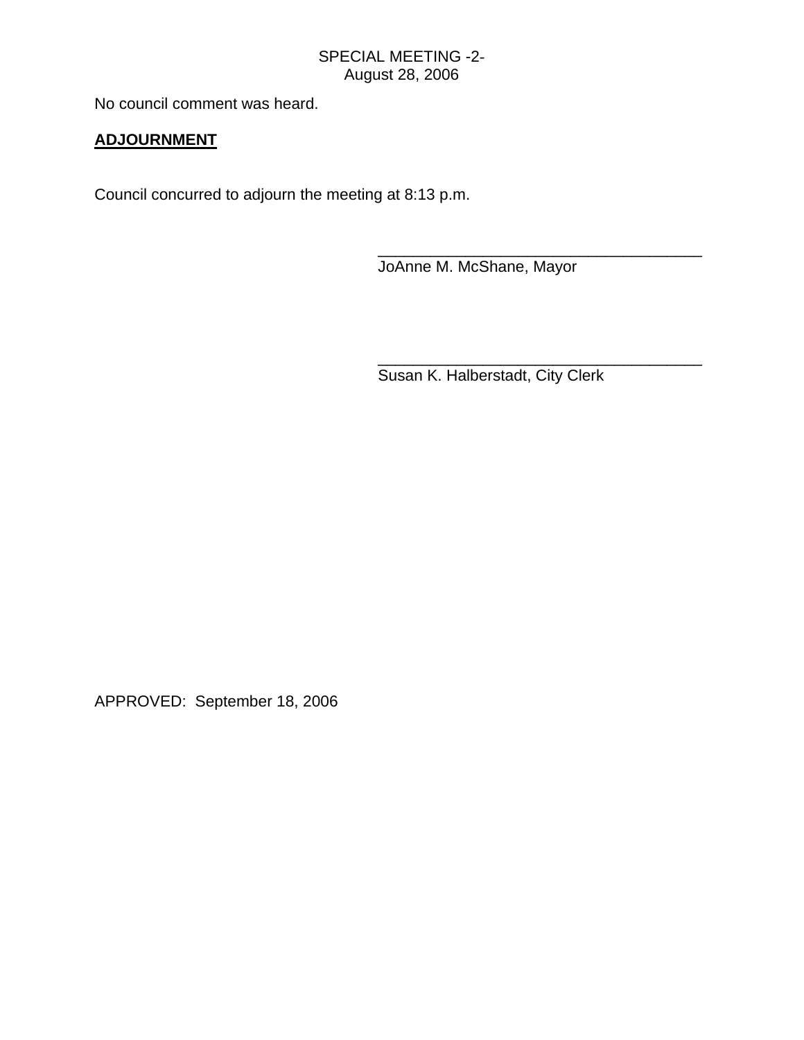No council comment was heard.

**ADJOURNMENT**

Council concurred to adjourn the meeting at 8:13 p.m.

\_\_\_\_\_\_\_\_\_\_\_\_\_\_\_\_\_\_\_\_\_\_\_\_\_\_\_\_\_\_\_\_\_\_\_\_\_\_
JoAnne M. McShane, Mayor

\_\_\_\_\_\_\_\_\_\_\_\_\_\_\_\_\_\_\_\_\_\_\_\_\_\_\_\_\_\_\_\_\_\_\_\_\_\_
Susan K. Halberstadt, City Clerk

APPROVED: September 18, 2006